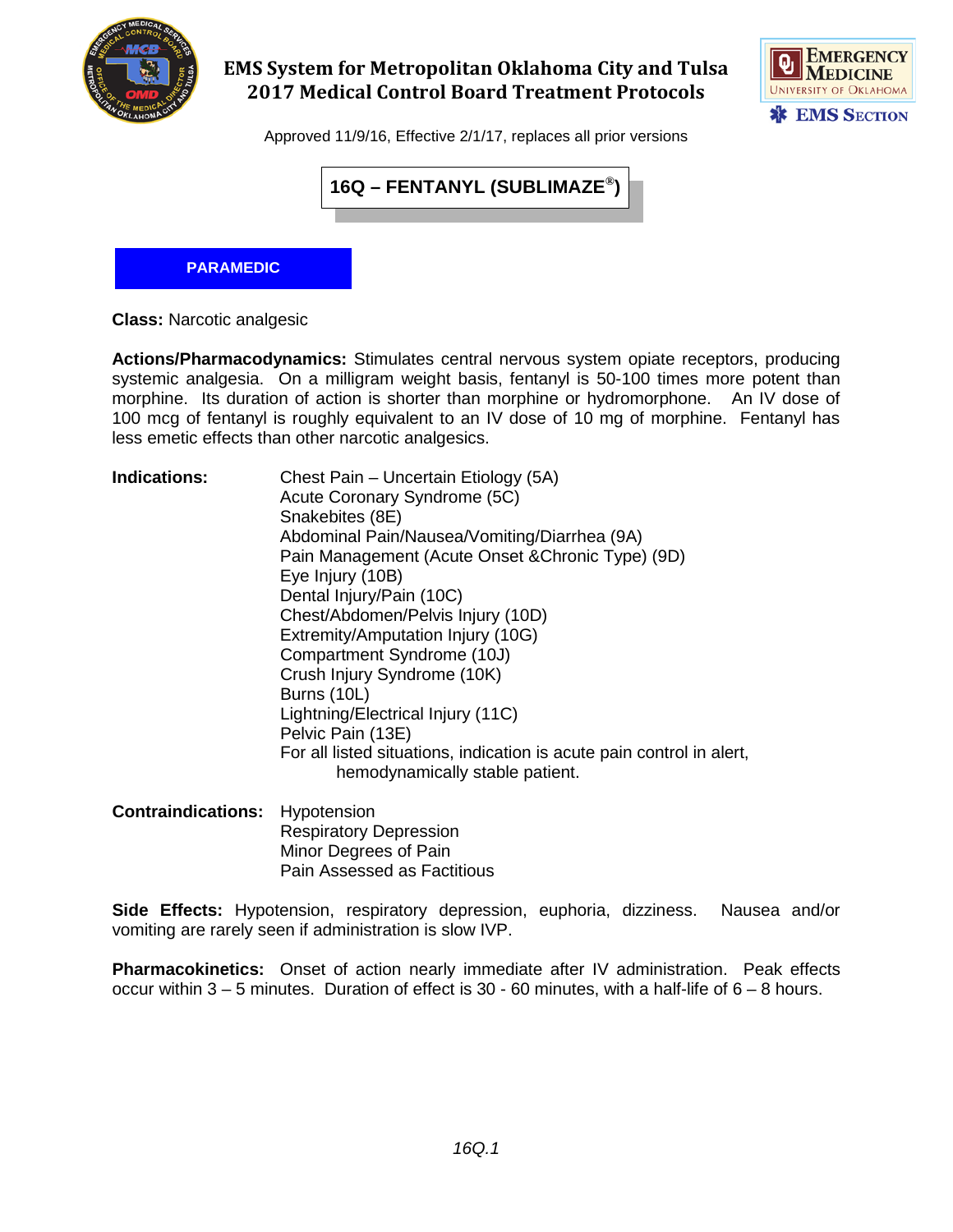# EMS System for Metropolitan Oklahoma City and Tulsa
## 2017 Medical Control Board Treatment Protocols

Approved 11/9/16, Effective 2/1/17, replaces all prior versions

## 16Q – FENTANYL (SUBLIMAZE®)

**PARAMEDIC**

**Class:** Narcotic analgesic

**Actions/Pharmacodynamics:** Stimulates central nervous system opiate receptors, producing systemic analgesia. On a milligram weight basis, fentanyl is 50-100 times more potent than morphine. Its duration of action is shorter than morphine or hydromorphone. An IV dose of 100 mcg of fentanyl is roughly equivalent to an IV dose of 10 mg of morphine. Fentanyl has less emetic effects than other narcotic analgesics.

**Indications:**
- Chest Pain – Uncertain Etiology (5A)
- Acute Coronary Syndrome (5C)
- Snakebites (8E)
- Abdominal Pain/Nausea/Vomiting/Diarrhea (9A)
- Pain Management (Acute Onset &Chronic Type) (9D)
- Eye Injury (10B)
- Dental Injury/Pain (10C)
- Chest/Abdomen/Pelvis Injury (10D)
- Extremity/Amputation Injury (10G)
- Compartment Syndrome (10J)
- Crush Injury Syndrome (10K)
- Burns (10L)
- Lightning/Electrical Injury (11C)
- Pelvic Pain (13E)
- For all listed situations, indication is acute pain control in alert, hemodynamically stable patient.

**Contraindications:**
- Hypotension
- Respiratory Depression
- Minor Degrees of Pain
- Pain Assessed as Factitious

**Side Effects:** Hypotension, respiratory depression, euphoria, dizziness. Nausea and/or vomiting are rarely seen if administration is slow IVP.

**Pharmacokinetics:** Onset of action nearly immediate after IV administration. Peak effects occur within 3 – 5 minutes. Duration of effect is 30 - 60 minutes, with a half-life of 6 – 8 hours.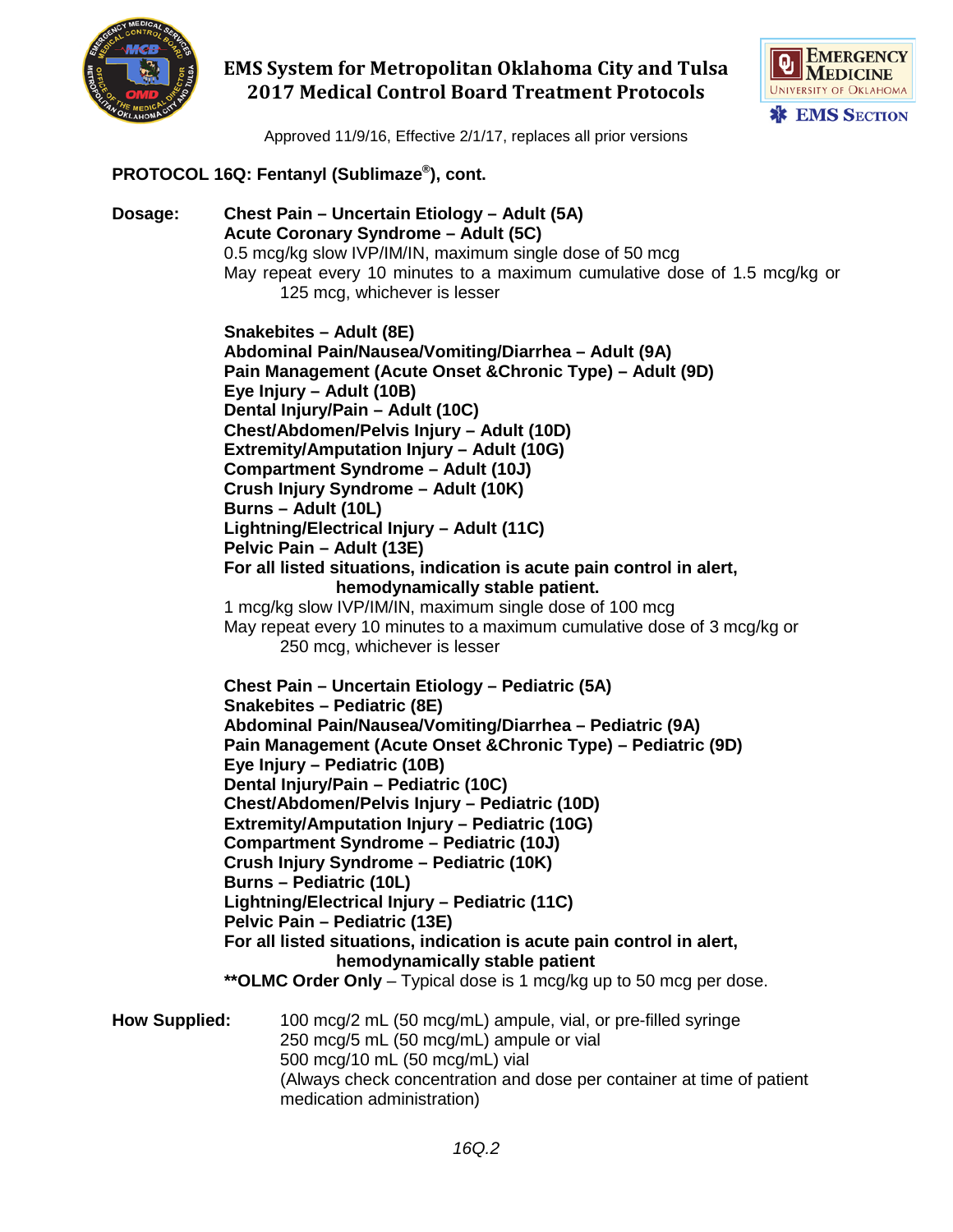**PROTOCOL 16Q: Fentanyl (Sublimaze®), cont.**

**Dosage:**

**Chest Pain – Uncertain Etiology – Adult (5A)**
**Acute Coronary Syndrome – Adult (5C)**
0.5 mcg/kg slow IVP/IM/IN, maximum single dose of 50 mcg
May repeat every 10 minutes to a maximum cumulative dose of 1.5 mcg/kg or 125 mcg, whichever is lesser

**Snakebites – Adult (8E)**
**Abdominal Pain/Nausea/Vomiting/Diarrhea – Adult (9A)**
**Pain Management (Acute Onset &Chronic Type) – Adult (9D)**
**Eye Injury – Adult (10B)**
**Dental Injury/Pain – Adult (10C)**
**Chest/Abdomen/Pelvis Injury – Adult (10D)**
**Extremity/Amputation Injury – Adult (10G)**
**Compartment Syndrome – Adult (10J)**
**Crush Injury Syndrome – Adult (10K)**
**Burns – Adult (10L)**
**Lightning/Electrical Injury – Adult (11C)**
**Pelvic Pain – Adult (13E)**
**For all listed situations, indication is acute pain control in alert, hemodynamically stable patient.**
1 mcg/kg slow IVP/IM/IN, maximum single dose of 100 mcg
May repeat every 10 minutes to a maximum cumulative dose of 3 mcg/kg or 250 mcg, whichever is lesser

**Chest Pain – Uncertain Etiology – Pediatric (5A)**
**Snakebites – Pediatric (8E)**
**Abdominal Pain/Nausea/Vomiting/Diarrhea – Pediatric (9A)**
**Pain Management (Acute Onset &Chronic Type) – Pediatric (9D)**
**Eye Injury – Pediatric (10B)**
**Dental Injury/Pain – Pediatric (10C)**
**Chest/Abdomen/Pelvis Injury – Pediatric (10D)**
**Extremity/Amputation Injury – Pediatric (10G)**
**Compartment Syndrome – Pediatric (10J)**
**Crush Injury Syndrome – Pediatric (10K)**
**Burns – Pediatric (10L)**
**Lightning/Electrical Injury – Pediatric (11C)**
**Pelvic Pain – Pediatric (13E)**
**For all listed situations, indication is acute pain control in alert, hemodynamically stable patient**
****OLMC Order Only** – Typical dose is 1 mcg/kg up to 50 mcg per dose.

**How Supplied:**

100 mcg/2 mL (50 mcg/mL) ampule, vial, or pre-filled syringe
250 mcg/5 mL (50 mcg/mL) ampule or vial
500 mcg/10 mL (50 mcg/mL) vial
(Always check concentration and dose per container at time of patient medication administration)